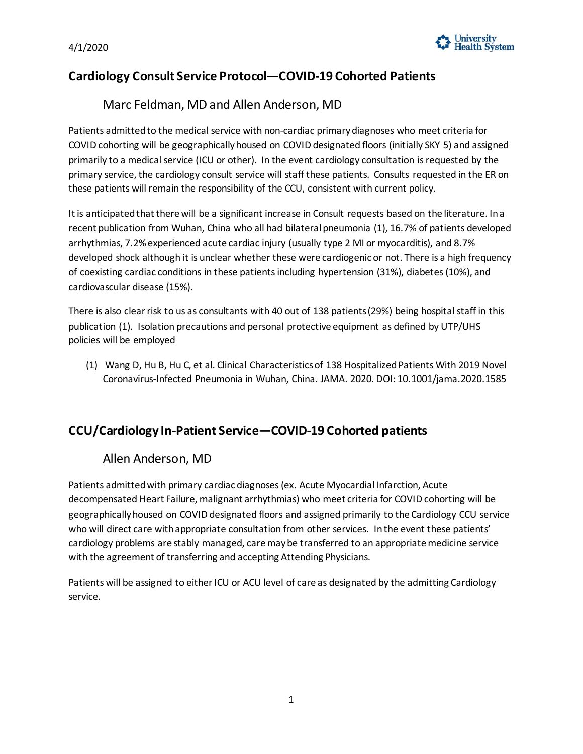4/1/2020

## Cardiology Consult Service Protocol—COVID-19 Cohorted Patients

### Marc Feldman, MD and Allen Anderson, MD

Patients admitted to the medical service with non-cardiac primary diagnoses who meet criteria for COVID cohorting will be geographically housed on COVID designated floors (initially SKY 5) and assigned primarily to a medical service (ICU or other). In the event cardiology consultation is requested by the primary service, the cardiology consult service will staff these patients. Consults requested in the ER on these patients will remain the responsibility of the CCU, consistent with current policy.

It is anticipated that there will be a significant increase in Consult requests based on the literature. In a recent publication from Wuhan, China who all had bilateral pneumonia (1), 16.7% of patients developed arrhythmias, 7.2% experienced acute cardiac injury (usually type 2 MI or myocarditis), and 8.7% developed shock although it is unclear whether these were cardiogenic or not. There is a high frequency of coexisting cardiac conditions in these patients including hypertension (31%), diabetes (10%), and cardiovascular disease (15%).

There is also clear risk to us as consultants with 40 out of 138 patients (29%) being hospital staff in this publication (1). Isolation precautions and personal protective equipment as defined by UTP/UHS policies will be employed

(1) Wang D, Hu B, Hu C, et al. Clinical Characteristics of 138 Hospitalized Patients With 2019 Novel Coronavirus-Infected Pneumonia in Wuhan, China. JAMA. 2020. DOI: 10.1001/jama.2020.1585

## CCU/Cardiology In-Patient Service—COVID-19 Cohorted patients

### Allen Anderson, MD

Patients admitted with primary cardiac diagnoses (ex. Acute Myocardial Infarction, Acute decompensated Heart Failure, malignant arrhythmias) who meet criteria for COVID cohorting will be geographically housed on COVID designated floors and assigned primarily to the Cardiology CCU service who will direct care with appropriate consultation from other services. In the event these patients' cardiology problems are stably managed, care may be transferred to an appropriate medicine service with the agreement of transferring and accepting Attending Physicians.

Patients will be assigned to either ICU or ACU level of care as designated by the admitting Cardiology service.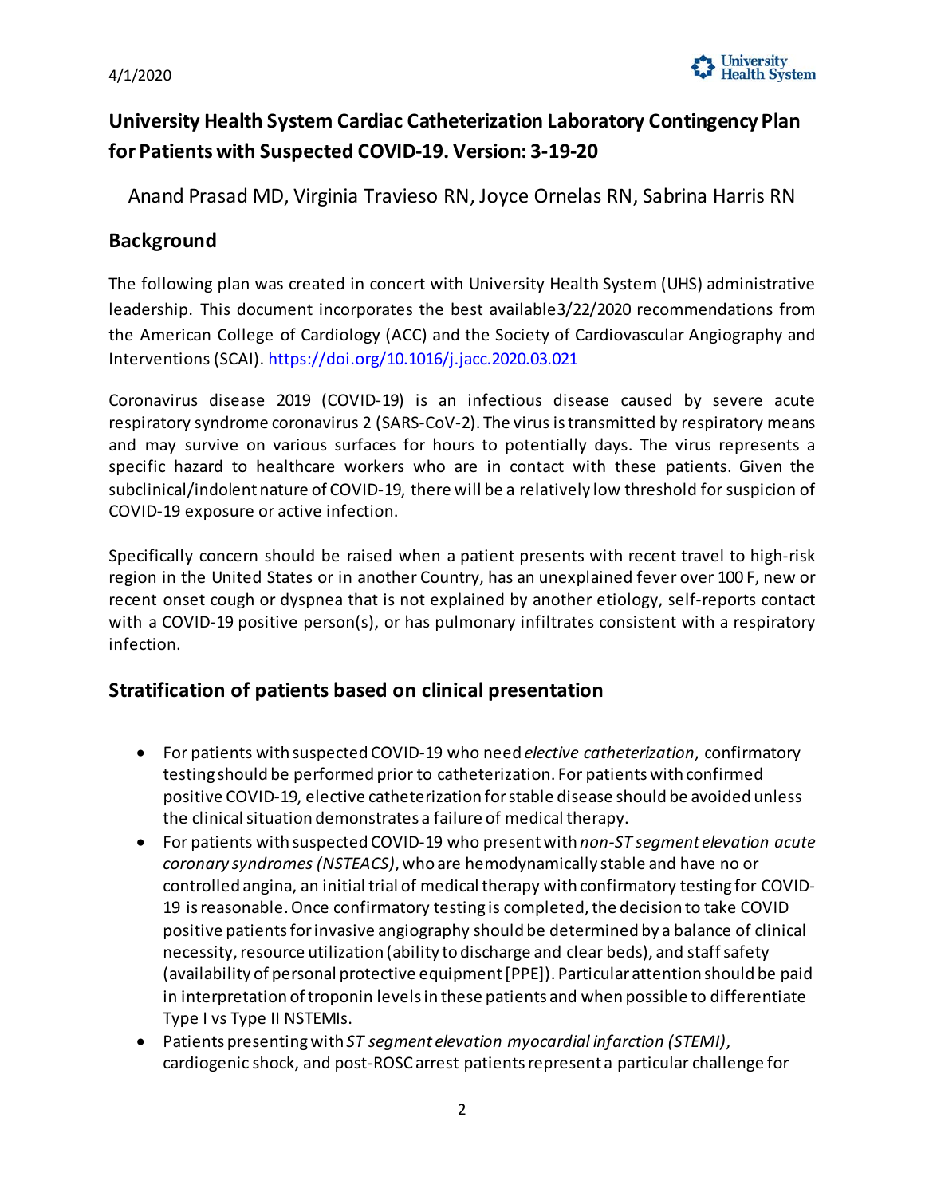# University Health System Cardiac Catheterization Laboratory Contingency Plan for Patients with Suspected COVID-19. Version: 3-19-20

Anand Prasad MD, Virginia Travieso RN, Joyce Ornelas RN, Sabrina Harris RN

## Background

The following plan was created in concert with University Health System (UHS) administrative leadership. This document incorporates the best available3/22/2020 recommendations from the American College of Cardiology (ACC) and the Society of Cardiovascular Angiography and Interventions (SCAI). https://doi.org/10.1016/j.jacc.2020.03.021

Coronavirus disease 2019 (COVID-19) is an infectious disease caused by severe acute respiratory syndrome coronavirus 2 (SARS-CoV-2). The virus is transmitted by respiratory means and may survive on various surfaces for hours to potentially days. The virus represents a specific hazard to healthcare workers who are in contact with these patients. Given the subclinical/indolent nature of COVID-19, there will be a relatively low threshold for suspicion of COVID-19 exposure or active infection.

Specifically concern should be raised when a patient presents with recent travel to high-risk region in the United States or in another Country, has an unexplained fever over 100 F, new or recent onset cough or dyspnea that is not explained by another etiology, self-reports contact with a COVID-19 positive person(s), or has pulmonary infiltrates consistent with a respiratory infection.

## Stratification of patients based on clinical presentation

- For patients with suspected COVID-19 who need *elective catheterization*, confirmatory testing should be performed prior to catheterization. For patients with confirmed positive COVID-19, elective catheterization for stable disease should be avoided unless the clinical situation demonstrates a failure of medical therapy.
- For patients with suspected COVID-19 who present with *non-ST segment elevation acute coronary syndromes (NSTEACS)*, who are hemodynamically stable and have no or controlled angina, an initial trial of medical therapy with confirmatory testing for COVID-19 is reasonable. Once confirmatory testing is completed, the decision to take COVID positive patients for invasive angiography should be determined by a balance of clinical necessity, resource utilization (ability to discharge and clear beds), and staff safety (availability of personal protective equipment [PPE]). Particular attention should be paid in interpretation of troponin levels in these patients and when possible to differentiate Type I vs Type II NSTEMIs.
- Patients presenting with *ST segment elevation myocardial infarction (STEMI)*, cardiogenic shock, and post-ROSC arrest patients represent a particular challenge for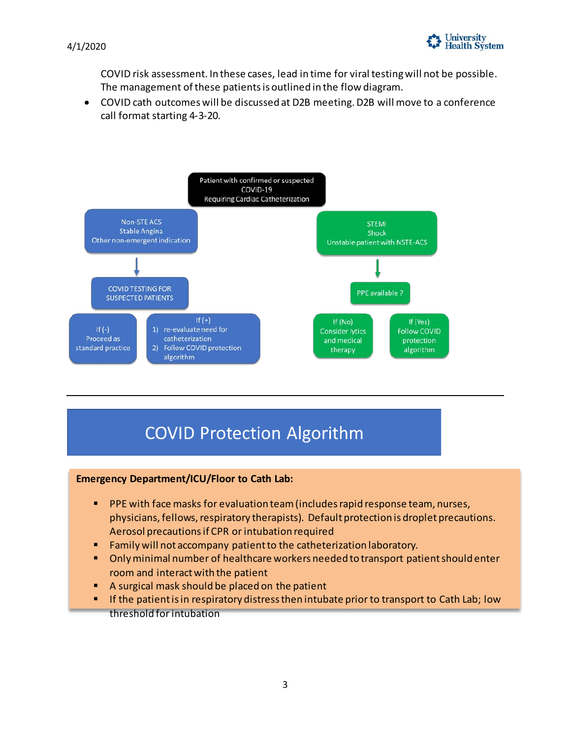COVID risk assessment. In these cases, lead in time for viral testing will not be possible. The management of these patients is outlined in the flow diagram.

- COVID cath outcomes will be discussed at D2B meeting. D2B will move to a conference call format starting 4-3-20.

Patient with confirmed or suspected COVID-19 Requiring Cardiac Catheterization

- Non-STE ACS / Stable Angina / Other non-emergent indication
  - COVID TESTING FOR SUSPECTED PATIENTS
    - If (-) Proceed as standard practice
    - If (+)
      1) re-evaluate need for catheterization
      2) Follow COVID protection algorithm
- STEMI / Shock / Unstable patient with NSTE-ACS
  - PPE available ?
    - If (No) Consider lytics and medical therapy
    - If (Yes) Follow COVID protection algorithm

---

# COVID Protection Algorithm

**Emergency Department/ICU/Floor to Cath Lab:**

- PPE with face masks for evaluation team (includes rapid response team, nurses, physicians, fellows, respiratory therapists). Default protection is droplet precautions. Aerosol precautions if CPR or intubation required
- Family will not accompany patient to the catheterization laboratory.
- Only minimal number of healthcare workers needed to transport patient should enter room and interact with the patient
- A surgical mask should be placed on the patient
- If the patient is in respiratory distress then intubate prior to transport to Cath Lab; low threshold for intubation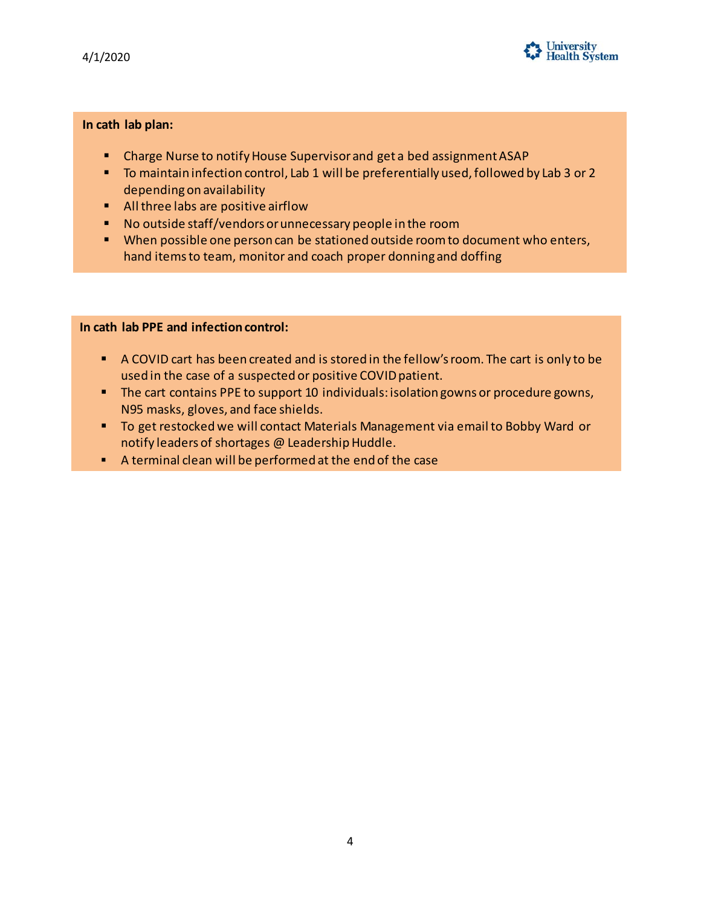**In cath lab plan:**

- Charge Nurse to notify House Supervisor and get a bed assignment ASAP
- To maintain infection control, Lab 1 will be preferentially used, followed by Lab 3 or 2 depending on availability
- All three labs are positive airflow
- No outside staff/vendors or unnecessary people in the room
- When possible one person can be stationed outside room to document who enters, hand items to team, monitor and coach proper donning and doffing

**In cath lab PPE and infection control:**

- A COVID cart has been created and is stored in the fellow's room. The cart is only to be used in the case of a suspected or positive COVID patient.
- The cart contains PPE to support 10 individuals: isolation gowns or procedure gowns, N95 masks, gloves, and face shields.
- To get restocked we will contact Materials Management via email to Bobby Ward or notify leaders of shortages @ Leadership Huddle.
- A terminal clean will be performed at the end of the case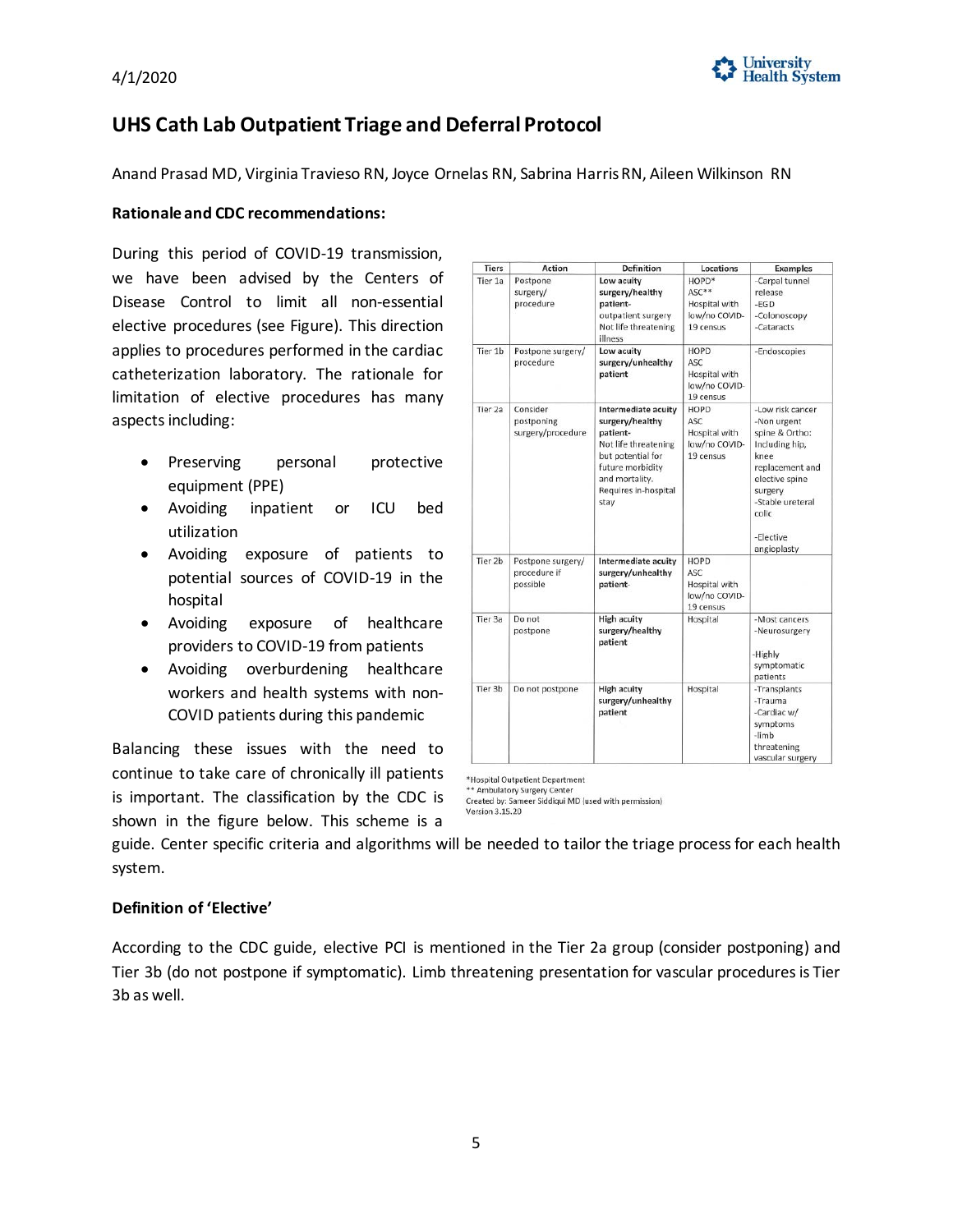4/1/2020

## UHS Cath Lab Outpatient Triage and Deferral Protocol

Anand Prasad MD, Virginia Travieso RN, Joyce Ornelas RN, Sabrina Harris RN, Aileen Wilkinson RN

### Rationale and CDC recommendations:

During this period of COVID-19 transmission, we have been advised by the Centers of Disease Control to limit all non-essential elective procedures (see Figure). This direction applies to procedures performed in the cardiac catheterization laboratory. The rationale for limitation of elective procedures has many aspects including:

- Preserving personal protective equipment (PPE)
- Avoiding inpatient or ICU bed utilization
- Avoiding exposure of patients to potential sources of COVID-19 in the hospital
- Avoiding exposure of healthcare providers to COVID-19 from patients
- Avoiding overburdening healthcare workers and health systems with non-COVID patients during this pandemic

Balancing these issues with the need to continue to take care of chronically ill patients is important. The classification by the CDC is shown in the figure below. This scheme is a guide. Center specific criteria and algorithms will be needed to tailor the triage process for each health system.

| Tiers | Action | Definition | Locations | Examples |
|---|---|---|---|---|
| Tier 1a | Postpone surgery/ procedure | **Low acuity surgery/healthy patient-** outpatient surgery Not life threatening illness | HOPD* ASC** Hospital with low/no COVID-19 census | -Carpal tunnel release -EGD -Colonoscopy -Cataracts |
| Tier 1b | Postpone surgery/ procedure | **Low acuity surgery/unhealthy patient** | HOPD ASC Hospital with low/no COVID-19 census | -Endoscopies |
| Tier 2a | Consider postponing surgery/procedure | **Intermediate acuity surgery/healthy patient-** Not life threatening but potential for future morbidity and mortality. Requires in-hospital stay | HOPD ASC Hospital with low/no COVID-19 census | -Low risk cancer -Non urgent spine & Ortho: Including hip, knee replacement and elective spine surgery -Stable ureteral colic -Elective angioplasty |
| Tier 2b | Postpone surgery/ procedure if possible | **Intermediate acuity surgery/unhealthy patient-** | HOPD ASC Hospital with low/no COVID-19 census | |
| Tier 3a | Do not postpone | **High acuity surgery/healthy patient** | Hospital | -Most cancers -Neurosurgery -Highly symptomatic patients |
| Tier 3b | Do not postpone | **High acuity surgery/unhealthy patient** | Hospital | -Transplants -Trauma -Cardiac w/ symptoms -limb threatening vascular surgery |

*Hospital Outpatient Department
** Ambulatory Surgery Center
Created by: Sameer Siddiqui MD (used with permission)
Version 3.15.20

### Definition of 'Elective'

According to the CDC guide, elective PCI is mentioned in the Tier 2a group (consider postponing) and Tier 3b (do not postpone if symptomatic). Limb threatening presentation for vascular procedures is Tier 3b as well.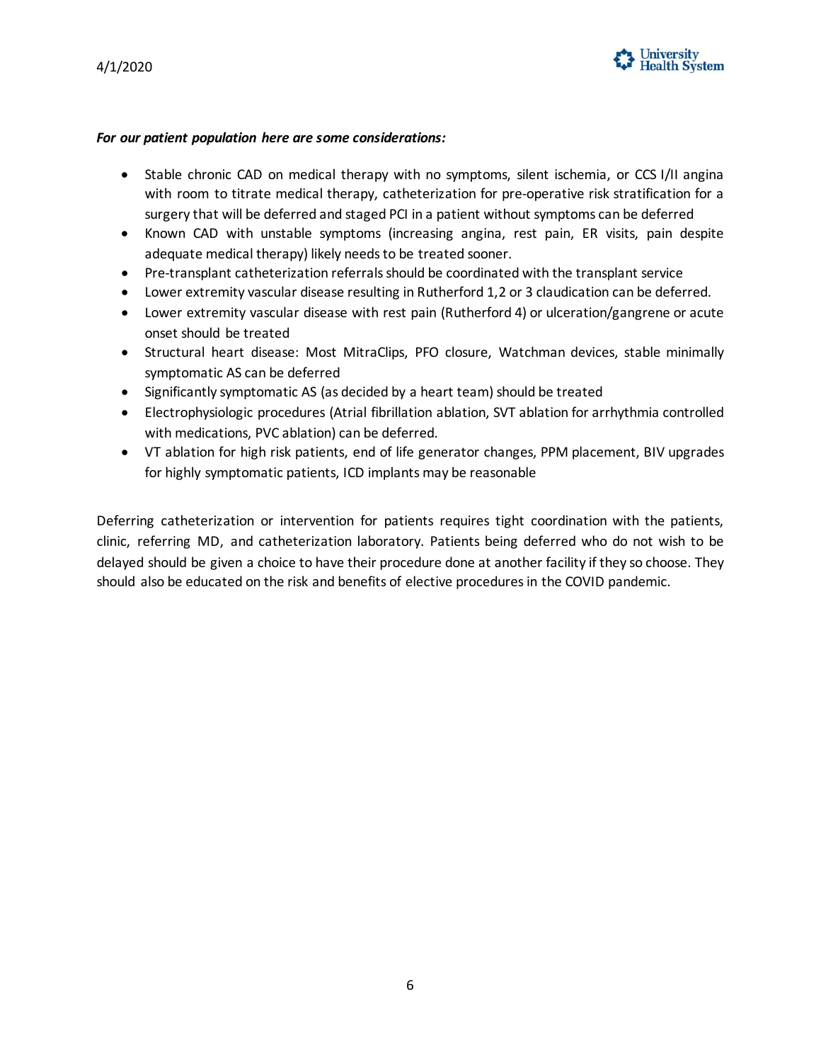***For our patient population here are some considerations:***

- Stable chronic CAD on medical therapy with no symptoms, silent ischemia, or CCS I/II angina with room to titrate medical therapy, catheterization for pre-operative risk stratification for a surgery that will be deferred and staged PCI in a patient without symptoms can be deferred
- Known CAD with unstable symptoms (increasing angina, rest pain, ER visits, pain despite adequate medical therapy) likely needs to be treated sooner.
- Pre-transplant catheterization referrals should be coordinated with the transplant service
- Lower extremity vascular disease resulting in Rutherford 1,2 or 3 claudication can be deferred.
- Lower extremity vascular disease with rest pain (Rutherford 4) or ulceration/gangrene or acute onset should be treated
- Structural heart disease: Most MitraClips, PFO closure, Watchman devices, stable minimally symptomatic AS can be deferred
- Significantly symptomatic AS (as decided by a heart team) should be treated
- Electrophysiologic procedures (Atrial fibrillation ablation, SVT ablation for arrhythmia controlled with medications, PVC ablation) can be deferred.
- VT ablation for high risk patients, end of life generator changes, PPM placement, BIV upgrades for highly symptomatic patients, ICD implants may be reasonable

Deferring catheterization or intervention for patients requires tight coordination with the patients, clinic, referring MD, and catheterization laboratory. Patients being deferred who do not wish to be delayed should be given a choice to have their procedure done at another facility if they so choose. They should also be educated on the risk and benefits of elective procedures in the COVID pandemic.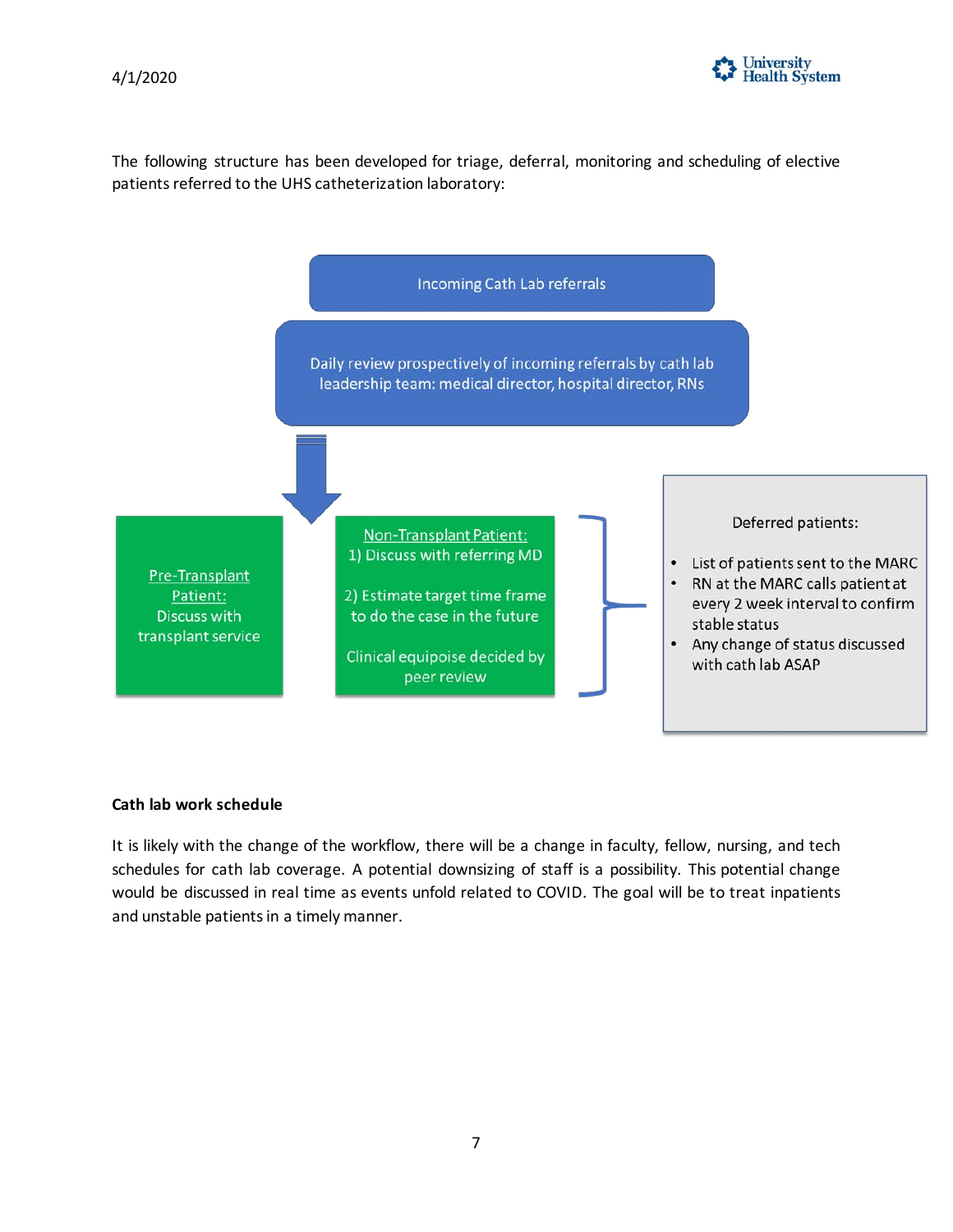4/1/2020

The following structure has been developed for triage, deferral, monitoring and scheduling of elective patients referred to the UHS catheterization laboratory:

Incoming Cath Lab referrals

Daily review prospectively of incoming referrals by cath lab leadership team: medical director, hospital director, RNs

**Pre-Transplant Patient:**
Discuss with transplant service

**Non-Transplant Patient:**
1) Discuss with referring MD

2) Estimate target time frame to do the case in the future

Clinical equipoise decided by peer review

Deferred patients:

- List of patients sent to the MARC
- RN at the MARC calls patient at every 2 week interval to confirm stable status
- Any change of status discussed with cath lab ASAP

**Cath lab work schedule**

It is likely with the change of the workflow, there will be a change in faculty, fellow, nursing, and tech schedules for cath lab coverage. A potential downsizing of staff is a possibility. This potential change would be discussed in real time as events unfold related to COVID. The goal will be to treat inpatients and unstable patients in a timely manner.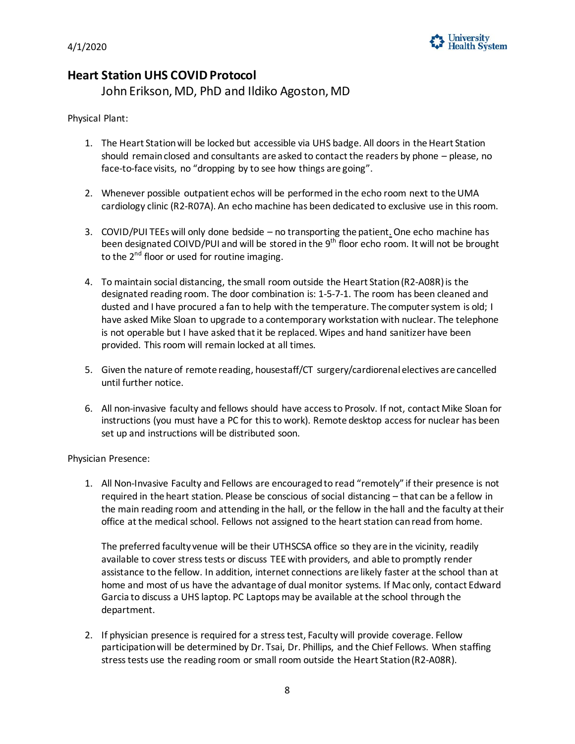4/1/2020

## Heart Station UHS COVID Protocol

John Erikson, MD, PhD and Ildiko Agoston, MD

Physical Plant:

1. The Heart Station will be locked but accessible via UHS badge. All doors in the Heart Station should remain closed and consultants are asked to contact the readers by phone – please, no face-to-face visits, no "dropping by to see how things are going".

2. Whenever possible outpatient echos will be performed in the echo room next to the UMA cardiology clinic (R2-R07A). An echo machine has been dedicated to exclusive use in this room.

3. COVID/PUI TEEs will only done bedside – no transporting the patient. One echo machine has been designated COIVD/PUI and will be stored in the 9th floor echo room. It will not be brought to the 2nd floor or used for routine imaging.

4. To maintain social distancing, the small room outside the Heart Station (R2-A08R) is the designated reading room. The door combination is: 1-5-7-1. The room has been cleaned and dusted and I have procured a fan to help with the temperature. The computer system is old; I have asked Mike Sloan to upgrade to a contemporary workstation with nuclear. The telephone is not operable but I have asked that it be replaced. Wipes and hand sanitizer have been provided. This room will remain locked at all times.

5. Given the nature of remote reading, housestaff/CT surgery/cardiorenal electives are cancelled until further notice.

6. All non-invasive faculty and fellows should have access to Prosolv. If not, contact Mike Sloan for instructions (you must have a PC for this to work). Remote desktop access for nuclear has been set up and instructions will be distributed soon.

Physician Presence:

1. All Non-Invasive Faculty and Fellows are encouraged to read "remotely" if their presence is not required in the heart station. Please be conscious of social distancing – that can be a fellow in the main reading room and attending in the hall, or the fellow in the hall and the faculty at their office at the medical school. Fellows not assigned to the heart station can read from home.

   The preferred faculty venue will be their UTHSCSA office so they are in the vicinity, readily available to cover stress tests or discuss TEE with providers, and able to promptly render assistance to the fellow. In addition, internet connections are likely faster at the school than at home and most of us have the advantage of dual monitor systems. If Mac only, contact Edward Garcia to discuss a UHS laptop. PC Laptops may be available at the school through the department.

2. If physician presence is required for a stress test, Faculty will provide coverage. Fellow participation will be determined by Dr. Tsai, Dr. Phillips, and the Chief Fellows. When staffing stress tests use the reading room or small room outside the Heart Station (R2-A08R).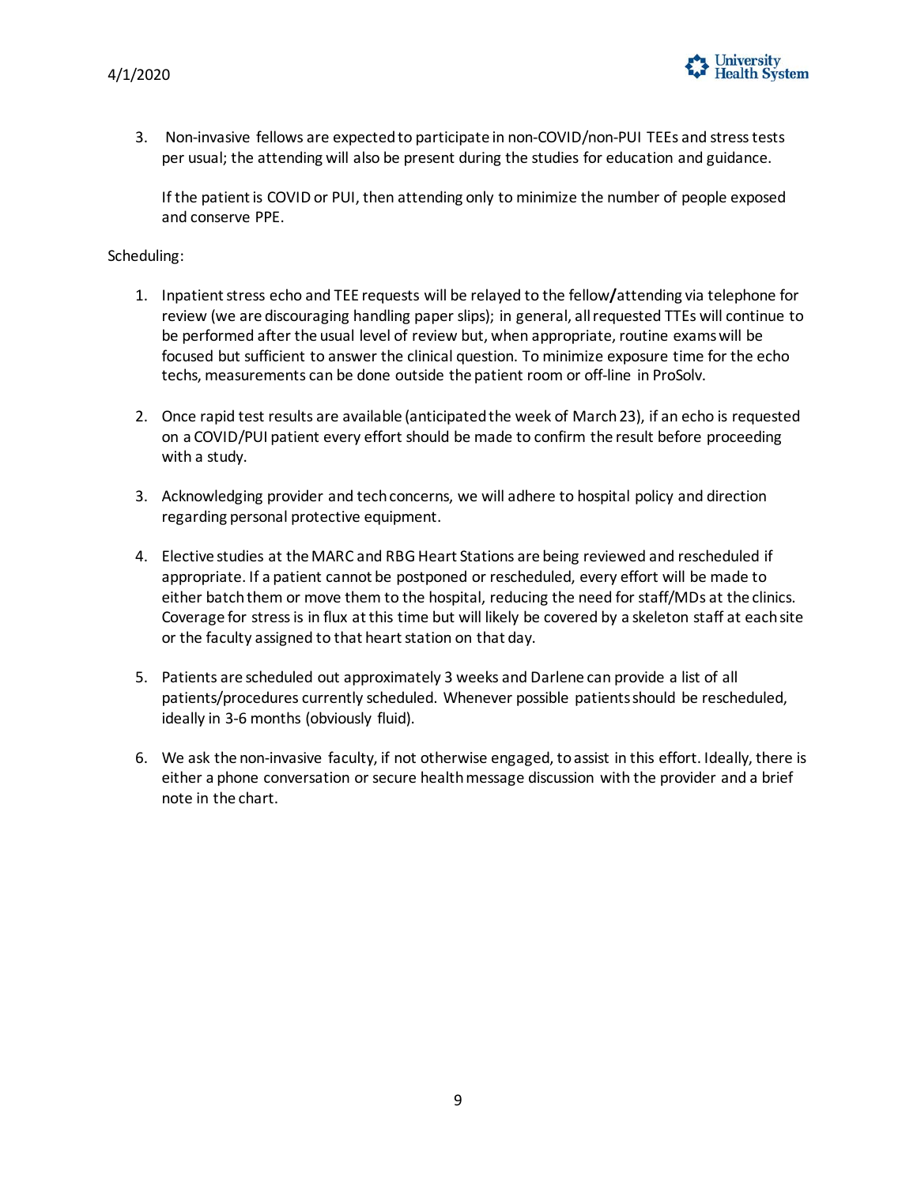3. Non-invasive fellows are expected to participate in non-COVID/non-PUI TEEs and stress tests per usual; the attending will also be present during the studies for education and guidance.

   If the patient is COVID or PUI, then attending only to minimize the number of people exposed and conserve PPE.

Scheduling:

1. Inpatient stress echo and TEE requests will be relayed to the fellow**/**attending via telephone for review (we are discouraging handling paper slips); in general, all requested TTEs will continue to be performed after the usual level of review but, when appropriate, routine exams will be focused but sufficient to answer the clinical question. To minimize exposure time for the echo techs, measurements can be done outside the patient room or off-line in ProSolv.

2. Once rapid test results are available (anticipated the week of March 23), if an echo is requested on a COVID/PUI patient every effort should be made to confirm the result before proceeding with a study.

3. Acknowledging provider and tech concerns, we will adhere to hospital policy and direction regarding personal protective equipment.

4. Elective studies at the MARC and RBG Heart Stations are being reviewed and rescheduled if appropriate. If a patient cannot be postponed or rescheduled, every effort will be made to either batch them or move them to the hospital, reducing the need for staff/MDs at the clinics. Coverage for stress is in flux at this time but will likely be covered by a skeleton staff at each site or the faculty assigned to that heart station on that day.

5. Patients are scheduled out approximately 3 weeks and Darlene can provide a list of all patients/procedures currently scheduled. Whenever possible patients should be rescheduled, ideally in 3-6 months (obviously fluid).

6. We ask the non-invasive faculty, if not otherwise engaged, to assist in this effort. Ideally, there is either a phone conversation or secure health message discussion with the provider and a brief note in the chart.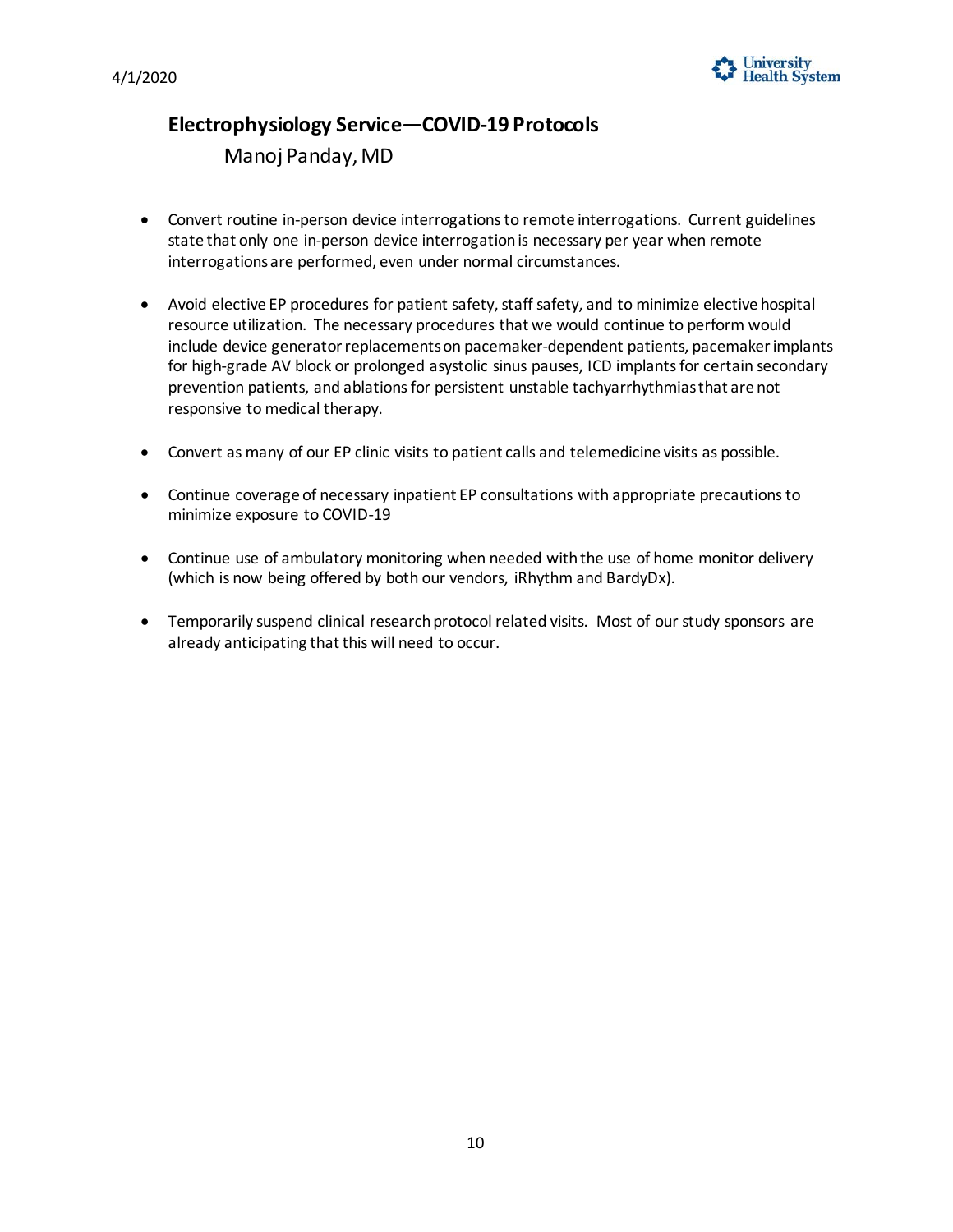4/1/2020

## Electrophysiology Service—COVID-19 Protocols

Manoj Panday, MD

- Convert routine in-person device interrogations to remote interrogations. Current guidelines state that only one in-person device interrogation is necessary per year when remote interrogations are performed, even under normal circumstances.

- Avoid elective EP procedures for patient safety, staff safety, and to minimize elective hospital resource utilization. The necessary procedures that we would continue to perform would include device generator replacements on pacemaker-dependent patients, pacemaker implants for high-grade AV block or prolonged asystolic sinus pauses, ICD implants for certain secondary prevention patients, and ablations for persistent unstable tachyarrhythmias that are not responsive to medical therapy.

- Convert as many of our EP clinic visits to patient calls and telemedicine visits as possible.

- Continue coverage of necessary inpatient EP consultations with appropriate precautions to minimize exposure to COVID-19

- Continue use of ambulatory monitoring when needed with the use of home monitor delivery (which is now being offered by both our vendors, iRhythm and BardyDx).

- Temporarily suspend clinical research protocol related visits. Most of our study sponsors are already anticipating that this will need to occur.